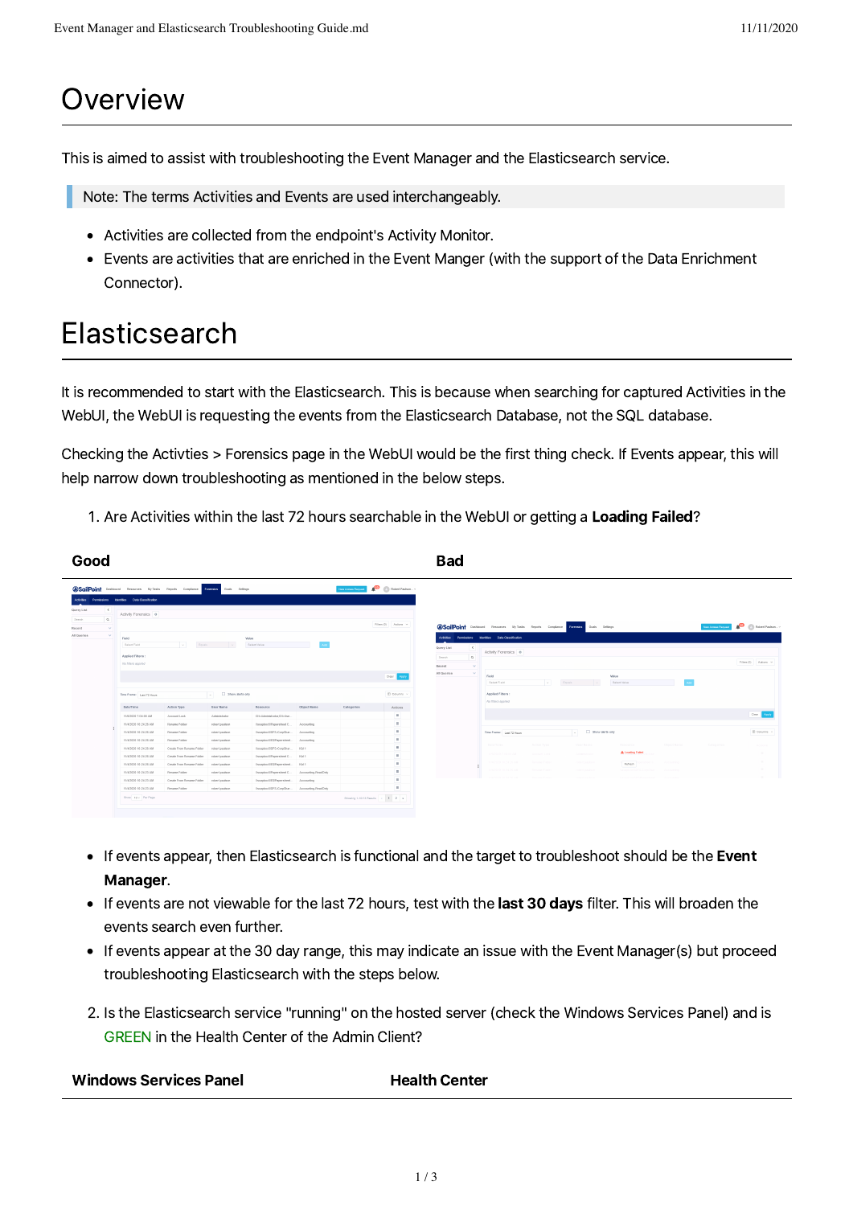# Overview

This is aimed to assist with troubleshooting the Event Manager and the Elasticsearch service.

> Note: The terms Activities and Events are used interchangeably.

- Activities are collected from the endpoint's Activity Monitor.
- Events are activities that are enriched in the Event Manger (with the support of the Data Enrichment Connector).

# Elasticsearch

It is recommended to start with the Elasticsearch. This is because when searching for captured Activities in the WebUI, the WebUI is requesting the events from the Elasticsearch Database, not the SQL database.

Checking the Activties > Forensics page in the WebUI would be the first thing check. If Events appear, this will help narrow down troubleshooting as mentioned in the below steps.

1. Are Activities within the last 72 hours searchable in the WebUI or getting a **Loading Failed**?

| Good | Bad |
| --- | --- |
| | |

- If events appear, then Elasticsearch is functional and the target to troubleshoot should be the **Event Manager**.
- If events are not viewable for the last 72 hours, test with the **last 30 days** filter. This will broaden the events search even further.
- If events appear at the 30 day range, this may indicate an issue with the Event Manager(s) but proceed troubleshooting Elasticsearch with the steps below.

2. Is the Elasticsearch service "running" on the hosted server (check the Windows Services Panel) and is GREEN in the Health Center of the Admin Client?

| Windows Services Panel | Health Center |
| --- | --- |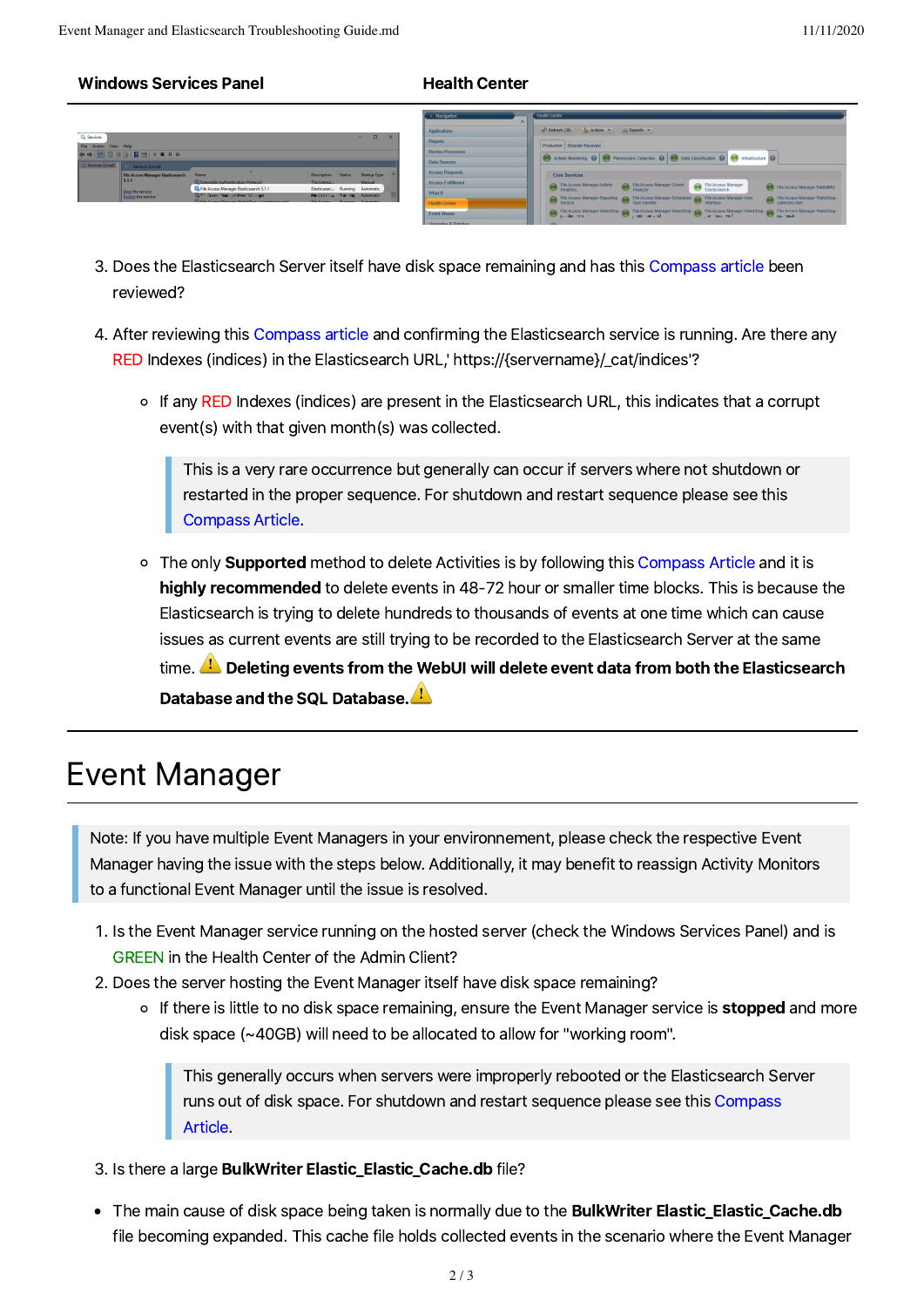| Windows Services Panel | Health Center |
| --- | --- |
| | |

3. Does the Elasticsearch Server itself have disk space remaining and has this Compass article been reviewed?

4. After reviewing this Compass article and confirming the Elasticsearch service is running. Are there any RED Indexes (indices) in the Elasticsearch URL,' https://{servername}/_cat/indices'?

   - If any RED Indexes (indices) are present in the Elasticsearch URL, this indicates that a corrupt event(s) with that given month(s) was collected.

     > This is a very rare occurrence but generally can occur if servers where not shutdown or restarted in the proper sequence. For shutdown and restart sequence please see this Compass Article.

   - The only **Supported** method to delete Activities is by following this Compass Article and it is **highly recommended** to delete events in 48-72 hour or smaller time blocks. This is because the Elasticsearch is trying to delete hundreds to thousands of events at one time which can cause issues as current events are still trying to be recorded to the Elasticsearch Server at the same time. ⚠️ **Deleting events from the WebUI will delete event data from both the Elasticsearch Database and the SQL Database.**⚠️

---

# Event Manager

> Note: If you have multiple Event Managers in your environnement, please check the respective Event Manager having the issue with the steps below. Additionally, it may benefit to reassign Activity Monitors to a functional Event Manager until the issue is resolved.

1. Is the Event Manager service running on the hosted server (check the Windows Services Panel) and is GREEN in the Health Center of the Admin Client?
2. Does the server hosting the Event Manager itself have disk space remaining?
   - If there is little to no disk space remaining, ensure the Event Manager service is **stopped** and more disk space (~40GB) will need to be allocated to allow for "working room".

     > This generally occurs when servers were improperly rebooted or the Elasticsearch Server runs out of disk space. For shutdown and restart sequence please see this Compass Article.

3. Is there a large **BulkWriter Elastic_Elastic_Cache.db** file?

- The main cause of disk space being taken is normally due to the **BulkWriter Elastic_Elastic_Cache.db** file becoming expanded. This cache file holds collected events in the scenario where the Event Manager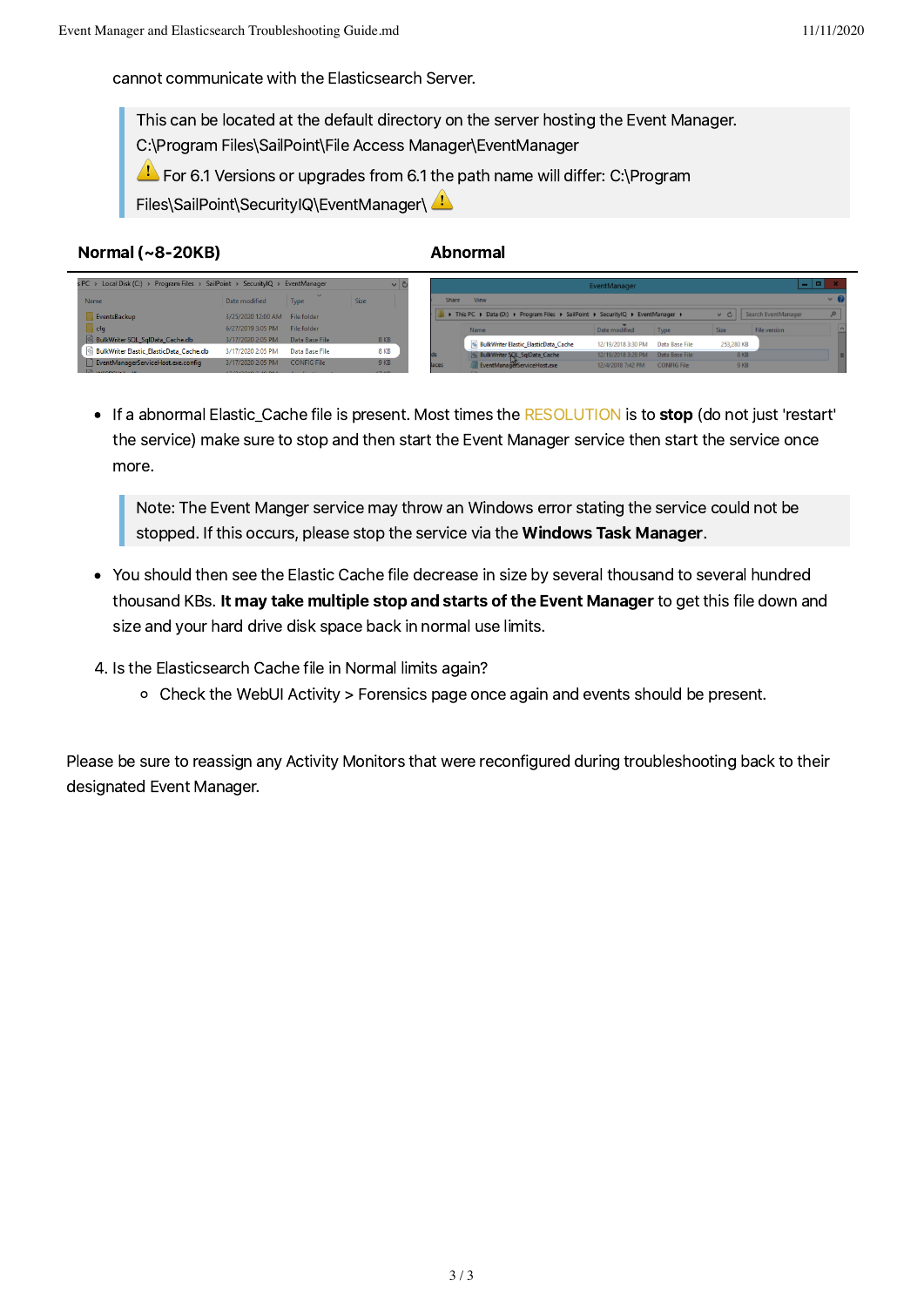cannot communicate with the Elasticsearch Server.

> This can be located at the default directory on the server hosting the Event Manager. C:\Program Files\SailPoint\File Access Manager\EventManager
> ⚠️ For 6.1 Versions or upgrades from 6.1 the path name will differ: C:\Program Files\SailPoint\SecurityIQ\EventManager\ ⚠️

| Normal (~8-20KB) | Abnormal |
| --- | --- |

- If a abnormal Elastic_Cache file is present. Most times the RESOLUTION is to **stop** (do not just 'restart' the service) make sure to stop and then start the Event Manager service then start the service once more.

> Note: The Event Manger service may throw an Windows error stating the service could not be stopped. If this occurs, please stop the service via the **Windows Task Manager**.

- You should then see the Elastic Cache file decrease in size by several thousand to several hundred thousand KBs. **It may take multiple stop and starts of the Event Manager** to get this file down and size and your hard drive disk space back in normal use limits.

4. Is the Elasticsearch Cache file in Normal limits again?
    - Check the WebUI Activity > Forensics page once again and events should be present.

Please be sure to reassign any Activity Monitors that were reconfigured during troubleshooting back to their designated Event Manager.